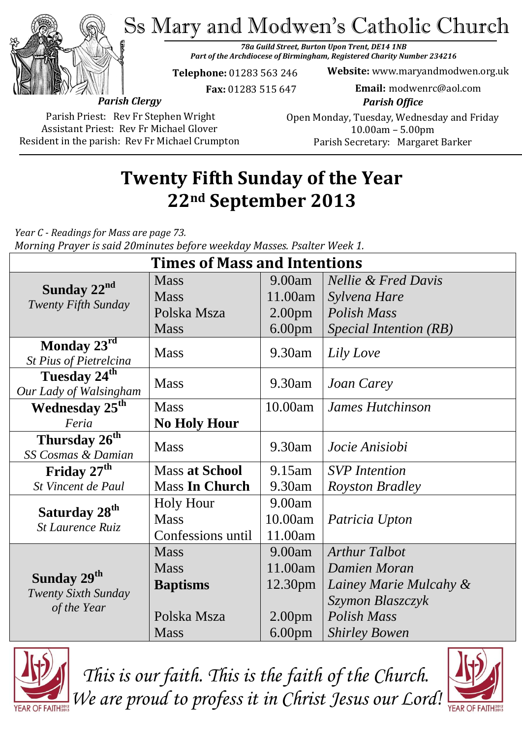# Ss Mary and Modwen's Catholic Church

***78a Guild Street, Burton Upon Trent, DE14 1NB***
***Part of the Archdiocese of Birmingham, Registered Charity Number 234216***

**Telephone:** 01283 563 246
**Fax:** 01283 515 647

**Website:** www.maryandmodwen.org.uk
**Email:** modwenrc@aol.com

***Parish Clergy***

Parish Priest: Rev Fr Stephen Wright
Assistant Priest: Rev Fr Michael Glover
Resident in the parish: Rev Fr Michael Crumpton

***Parish Office***

Open Monday, Tuesday, Wednesday and Friday
10.00am – 5.00pm
Parish Secretary: Margaret Barker

## Twenty Fifth Sunday of the Year
## 22nd September 2013

*Year C - Readings for Mass are page 73.*
*Morning Prayer is said 20minutes before weekday Masses. Psalter Week 1.*

| Times of Mass and Intentions | | | |
|---|---|---|---|
| **Sunday 22nd** *Twenty Fifth Sunday* | Mass | 9.00am | *Nellie & Fred Davis* |
| | Mass | 11.00am | *Sylvena Hare* |
| | Polska Msza | 2.00pm | *Polish Mass* |
| | Mass | 6.00pm | *Special Intention (RB)* |
| **Monday 23rd** *St Pius of Pietrelcina* | Mass | 9.30am | *Lily Love* |
| **Tuesday 24th** *Our Lady of Walsingham* | Mass | 9.30am | *Joan Carey* |
| **Wednesday 25th** *Feria* | Mass | 10.00am | *James Hutchinson* |
| | **No Holy Hour** | | |
| **Thursday 26th** *SS Cosmas & Damian* | Mass | 9.30am | *Jocie Anisiobi* |
| **Friday 27th** *St Vincent de Paul* | Mass **at School** | 9.15am | *SVP Intention* |
| | Mass **In Church** | 9.30am | *Royston Bradley* |
| **Saturday 28th** *St Laurence Ruiz* | Holy Hour | 9.00am | |
| | Mass | 10.00am | *Patricia Upton* |
| | Confessions until | 11.00am | |
| **Sunday 29th** *Twenty Sixth Sunday of the Year* | Mass | 9.00am | *Arthur Talbot* |
| | Mass | 11.00am | *Damien Moran* |
| | **Baptisms** | 12.30pm | *Lainey Marie Mulcahy & Szymon Blaszczyk* |
| | Polska Msza | 2.00pm | *Polish Mass* |
| | Mass | 6.00pm | *Shirley Bowen* |

*This is our faith. This is the faith of the Church.*
*We are proud to profess it in Christ Jesus our Lord!*

YEAR OF FAITH 2012 2013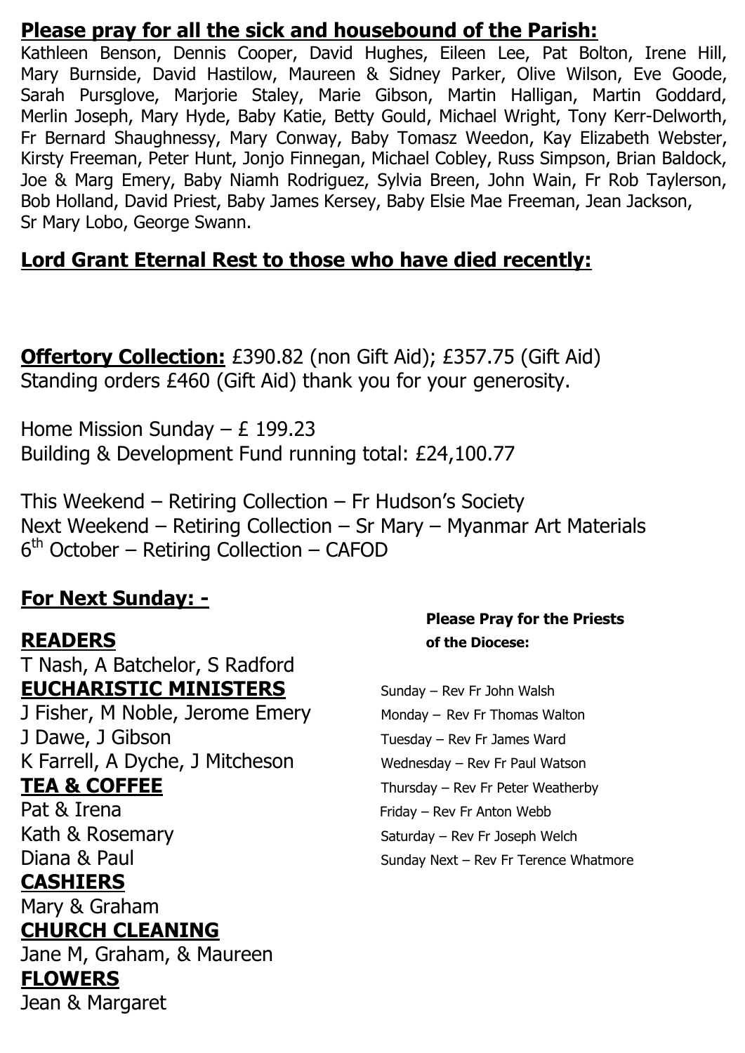## **Please pray for all the sick and housebound of the Parish:**

Kathleen Benson, Dennis Cooper, David Hughes, Eileen Lee, Pat Bolton, Irene Hill, Mary Burnside, David Hastilow, Maureen & Sidney Parker, Olive Wilson, Eve Goode, Sarah Pursglove, Marjorie Staley, Marie Gibson, Martin Halligan, Martin Goddard, Merlin Joseph, Mary Hyde, Baby Katie, Betty Gould, Michael Wright, Tony Kerr-Delworth, Fr Bernard Shaughnessy, Mary Conway, Baby Tomasz Weedon, Kay Elizabeth Webster, Kirsty Freeman, Peter Hunt, Jonjo Finnegan, Michael Cobley, Russ Simpson, Brian Baldock, Joe & Marg Emery, Baby Niamh Rodriguez, Sylvia Breen, John Wain, Fr Rob Taylerson, Bob Holland, David Priest, Baby James Kersey, Baby Elsie Mae Freeman, Jean Jackson, Sr Mary Lobo, George Swann.

## **Lord Grant Eternal Rest to those who have died recently:**

**Offertory Collection:** £390.82 (non Gift Aid); £357.75 (Gift Aid)
Standing orders £460 (Gift Aid) thank you for your generosity.

Home Mission Sunday – £ 199.23
Building & Development Fund running total: £24,100.77

This Weekend – Retiring Collection – Fr Hudson's Society
Next Weekend – Retiring Collection – Sr Mary – Myanmar Art Materials
6th October – Retiring Collection – CAFOD

## **For Next Sunday: -**

**READERS**
T Nash, A Batchelor, S Radford

**EUCHARISTIC MINISTERS**
J Fisher, M Noble, Jerome Emery
J Dawe, J Gibson
K Farrell, A Dyche, J Mitcheson

**TEA & COFFEE**
Pat & Irena
Kath & Rosemary
Diana & Paul

**CASHIERS**
Mary & Graham

**CHURCH CLEANING**
Jane M, Graham, & Maureen

**FLOWERS**
Jean & Margaret

**Please Pray for the Priests of the Diocese:**

Sunday – Rev Fr John Walsh
Monday – Rev Fr Thomas Walton
Tuesday – Rev Fr James Ward
Wednesday – Rev Fr Paul Watson
Thursday – Rev Fr Peter Weatherby
Friday – Rev Fr Anton Webb
Saturday – Rev Fr Joseph Welch
Sunday Next – Rev Fr Terence Whatmore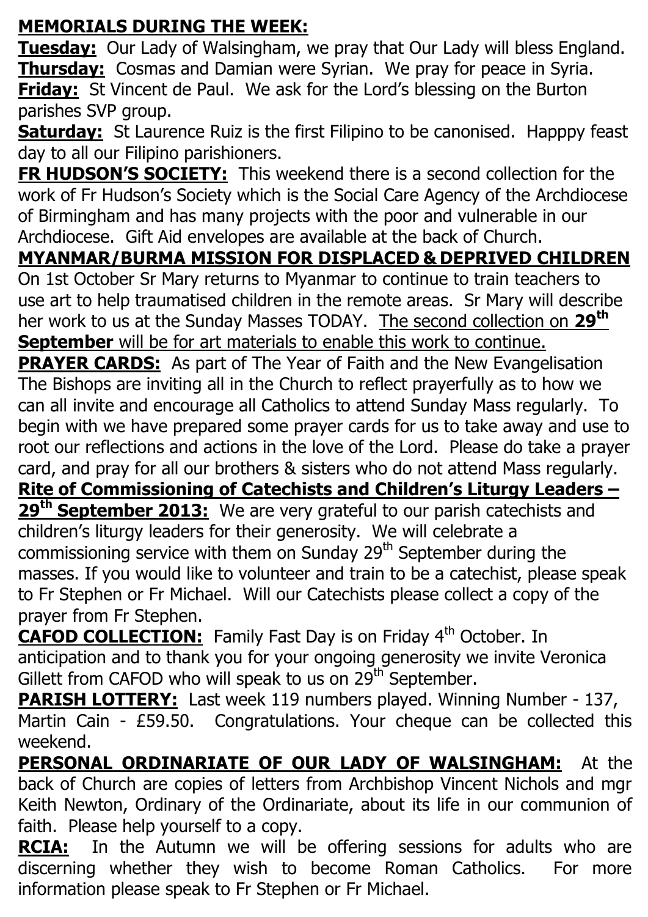**MEMORIALS DURING THE WEEK:**

**Tuesday:** Our Lady of Walsingham, we pray that Our Lady will bless England.

**Thursday:** Cosmas and Damian were Syrian. We pray for peace in Syria.

**Friday:** St Vincent de Paul. We ask for the Lord's blessing on the Burton parishes SVP group.

**Saturday:** St Laurence Ruiz is the first Filipino to be canonised. Happpy feast day to all our Filipino parishioners.

**FR HUDSON'S SOCIETY:** This weekend there is a second collection for the work of Fr Hudson's Society which is the Social Care Agency of the Archdiocese of Birmingham and has many projects with the poor and vulnerable in our Archdiocese. Gift Aid envelopes are available at the back of Church.

**MYANMAR/BURMA MISSION FOR DISPLACED & DEPRIVED CHILDREN**

On 1st October Sr Mary returns to Myanmar to continue to train teachers to use art to help traumatised children in the remote areas. Sr Mary will describe her work to us at the Sunday Masses TODAY. The second collection on **29th September** will be for art materials to enable this work to continue.

**PRAYER CARDS:** As part of The Year of Faith and the New Evangelisation The Bishops are inviting all in the Church to reflect prayerfully as to how we can all invite and encourage all Catholics to attend Sunday Mass regularly. To begin with we have prepared some prayer cards for us to take away and use to root our reflections and actions in the love of the Lord. Please do take a prayer card, and pray for all our brothers & sisters who do not attend Mass regularly.

**Rite of Commissioning of Catechists and Children's Liturgy Leaders – 29th September 2013:** We are very grateful to our parish catechists and children's liturgy leaders for their generosity. We will celebrate a commissioning service with them on Sunday 29th September during the masses. If you would like to volunteer and train to be a catechist, please speak to Fr Stephen or Fr Michael. Will our Catechists please collect a copy of the prayer from Fr Stephen.

**CAFOD COLLECTION:** Family Fast Day is on Friday 4th October. In anticipation and to thank you for your ongoing generosity we invite Veronica Gillett from CAFOD who will speak to us on 29th September.

**PARISH LOTTERY:** Last week 119 numbers played. Winning Number - 137, Martin Cain - £59.50. Congratulations. Your cheque can be collected this weekend.

**PERSONAL ORDINARIATE OF OUR LADY OF WALSINGHAM:** At the back of Church are copies of letters from Archbishop Vincent Nichols and mgr Keith Newton, Ordinary of the Ordinariate, about its life in our communion of faith. Please help yourself to a copy.

**RCIA:** In the Autumn we will be offering sessions for adults who are discerning whether they wish to become Roman Catholics. For more information please speak to Fr Stephen or Fr Michael.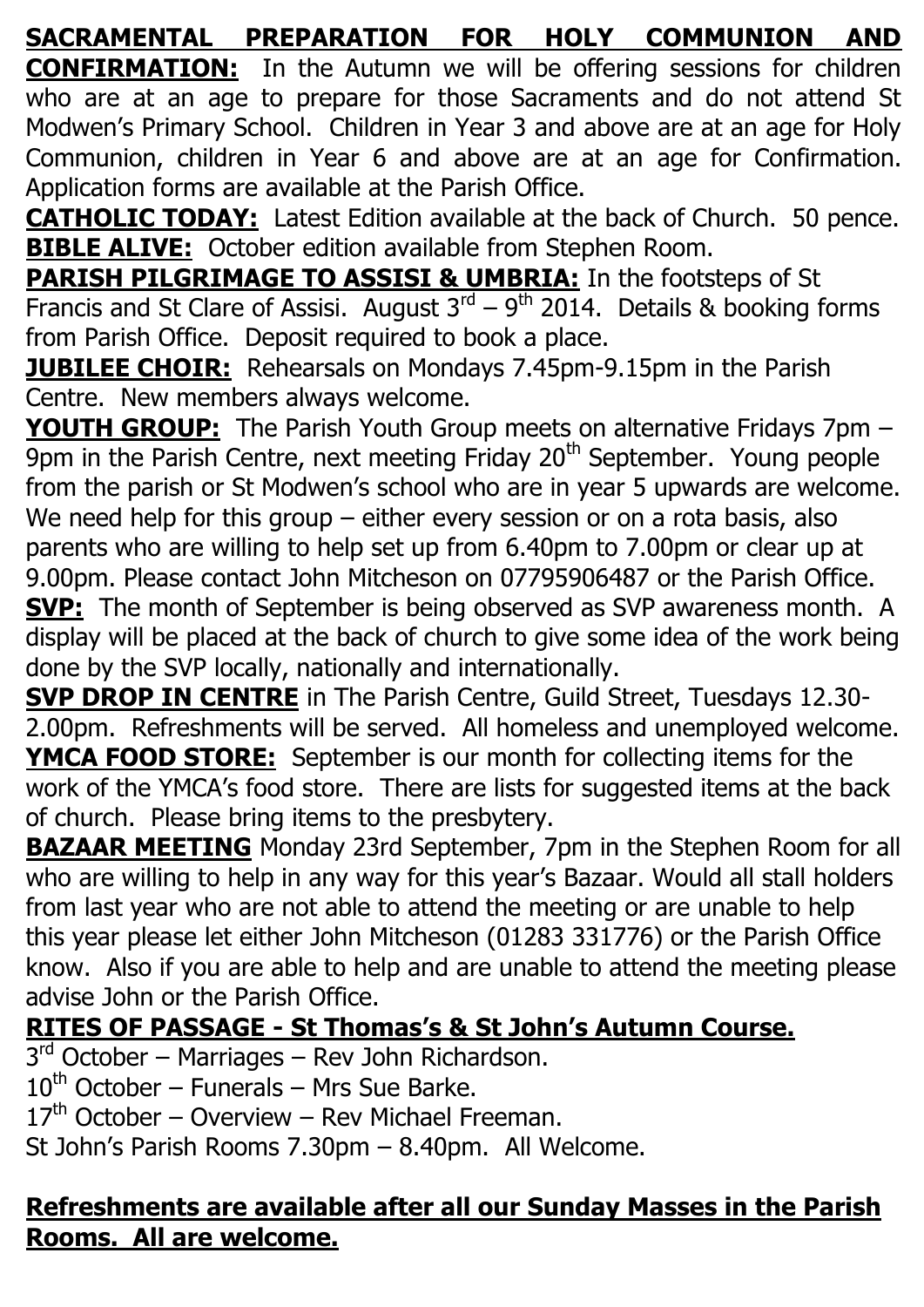**SACRAMENTAL PREPARATION FOR HOLY COMMUNION AND CONFIRMATION:** In the Autumn we will be offering sessions for children who are at an age to prepare for those Sacraments and do not attend St Modwen's Primary School. Children in Year 3 and above are at an age for Holy Communion, children in Year 6 and above are at an age for Confirmation. Application forms are available at the Parish Office.

**CATHOLIC TODAY:** Latest Edition available at the back of Church. 50 pence.

**BIBLE ALIVE:** October edition available from Stephen Room.

**PARISH PILGRIMAGE TO ASSISI & UMBRIA:** In the footsteps of St Francis and St Clare of Assisi. August 3rd – 9th 2014. Details & booking forms from Parish Office. Deposit required to book a place.

**JUBILEE CHOIR:** Rehearsals on Mondays 7.45pm-9.15pm in the Parish Centre. New members always welcome.

**YOUTH GROUP:** The Parish Youth Group meets on alternative Fridays 7pm – 9pm in the Parish Centre, next meeting Friday 20th September. Young people from the parish or St Modwen's school who are in year 5 upwards are welcome. We need help for this group – either every session or on a rota basis, also parents who are willing to help set up from 6.40pm to 7.00pm or clear up at 9.00pm. Please contact John Mitcheson on 07795906487 or the Parish Office.

**SVP:** The month of September is being observed as SVP awareness month. A display will be placed at the back of church to give some idea of the work being done by the SVP locally, nationally and internationally.

**SVP DROP IN CENTRE** in The Parish Centre, Guild Street, Tuesdays 12.30-2.00pm. Refreshments will be served. All homeless and unemployed welcome.

**YMCA FOOD STORE:** September is our month for collecting items for the work of the YMCA's food store. There are lists for suggested items at the back of church. Please bring items to the presbytery.

**BAZAAR MEETING** Monday 23rd September, 7pm in the Stephen Room for all who are willing to help in any way for this year's Bazaar. Would all stall holders from last year who are not able to attend the meeting or are unable to help this year please let either John Mitcheson (01283 331776) or the Parish Office know. Also if you are able to help and are unable to attend the meeting please advise John or the Parish Office.

**RITES OF PASSAGE - St Thomas's & St John's Autumn Course.**

3rd October – Marriages – Rev John Richardson.
10th October – Funerals – Mrs Sue Barke.
17th October – Overview – Rev Michael Freeman.
St John's Parish Rooms 7.30pm – 8.40pm. All Welcome.

**Refreshments are available after all our Sunday Masses in the Parish Rooms. All are welcome.**